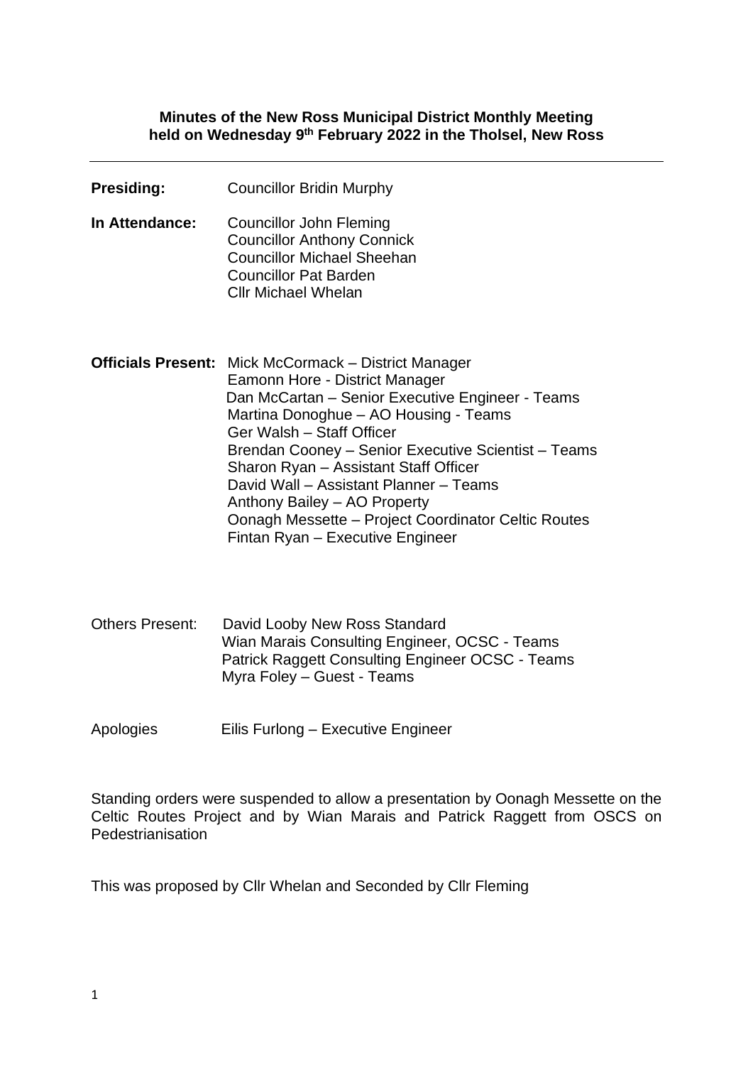**Minutes of the New Ross Municipal District Monthly Meeting held on Wednesday 9th February 2022 in the Tholsel, New Ross**

---

**Presiding:** Councillor Bridin Murphy

**In Attendance:**
Councillor John Fleming
Councillor Anthony Connick
Councillor Michael Sheehan
Councillor Pat Barden
Cllr Michael Whelan

**Officials Present:**
Mick McCormack – District Manager
Eamonn Hore - District Manager
Dan McCartan – Senior Executive Engineer - Teams
Martina Donoghue – AO Housing - Teams
Ger Walsh – Staff Officer
Brendan Cooney – Senior Executive Scientist – Teams
Sharon Ryan – Assistant Staff Officer
David Wall – Assistant Planner – Teams
Anthony Bailey – AO Property
Oonagh Messette – Project Coordinator Celtic Routes
Fintan Ryan – Executive Engineer

Others Present:
David Looby New Ross Standard
Wian Marais Consulting Engineer, OCSC - Teams
Patrick Raggett Consulting Engineer OCSC - Teams
Myra Foley – Guest - Teams

Apologies: Eilis Furlong – Executive Engineer

Standing orders were suspended to allow a presentation by Oonagh Messette on the Celtic Routes Project and by Wian Marais and Patrick Raggett from OSCS on Pedestrianisation

This was proposed by Cllr Whelan and Seconded by Cllr Fleming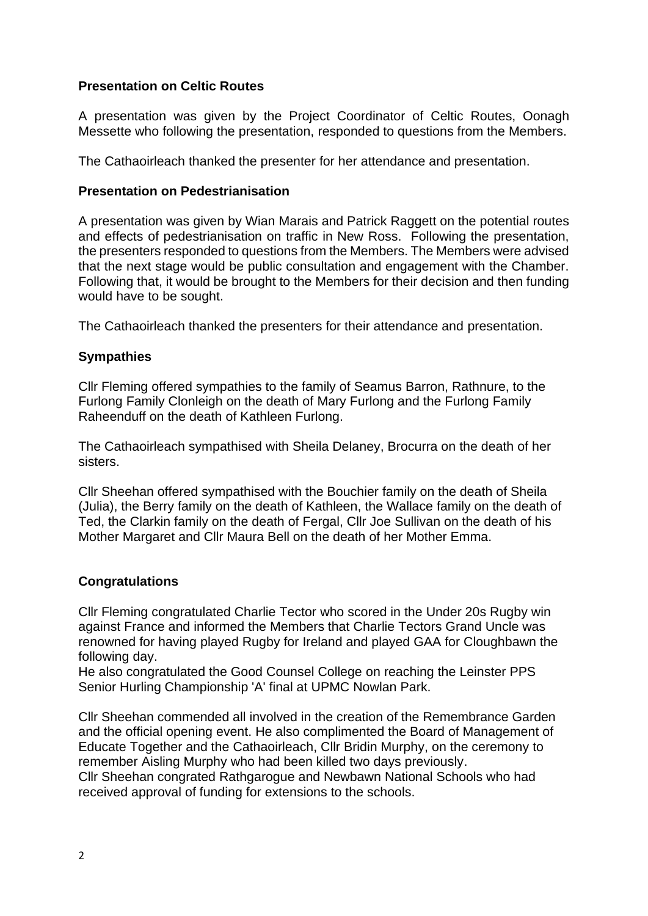**Presentation on Celtic Routes**

A presentation was given by the Project Coordinator of Celtic Routes, Oonagh Messette who following the presentation, responded to questions from the Members.

The Cathaoirleach thanked the presenter for her attendance and presentation.

**Presentation on Pedestrianisation**

A presentation was given by Wian Marais and Patrick Raggett on the potential routes and effects of pedestrianisation on traffic in New Ross. Following the presentation, the presenters responded to questions from the Members. The Members were advised that the next stage would be public consultation and engagement with the Chamber. Following that, it would be brought to the Members for their decision and then funding would have to be sought.

The Cathaoirleach thanked the presenters for their attendance and presentation.

**Sympathies**

Cllr Fleming offered sympathies to the family of Seamus Barron, Rathnure, to the Furlong Family Clonleigh on the death of Mary Furlong and the Furlong Family Raheenduff on the death of Kathleen Furlong.

The Cathaoirleach sympathised with Sheila Delaney, Brocurra on the death of her sisters.

Cllr Sheehan offered sympathised with the Bouchier family on the death of Sheila (Julia), the Berry family on the death of Kathleen, the Wallace family on the death of Ted, the Clarkin family on the death of Fergal, Cllr Joe Sullivan on the death of his Mother Margaret and Cllr Maura Bell on the death of her Mother Emma.

**Congratulations**

Cllr Fleming congratulated Charlie Tector who scored in the Under 20s Rugby win against France and informed the Members that Charlie Tectors Grand Uncle was renowned for having played Rugby for Ireland and played GAA for Cloughbawn the following day.
He also congratulated the Good Counsel College on reaching the Leinster PPS Senior Hurling Championship 'A' final at UPMC Nowlan Park.

Cllr Sheehan commended all involved in the creation of the Remembrance Garden and the official opening event. He also complimented the Board of Management of Educate Together and the Cathaoirleach, Cllr Bridin Murphy, on the ceremony to remember Aisling Murphy who had been killed two days previously.
Cllr Sheehan congrated Rathgarogue and Newbawn National Schools who had received approval of funding for extensions to the schools.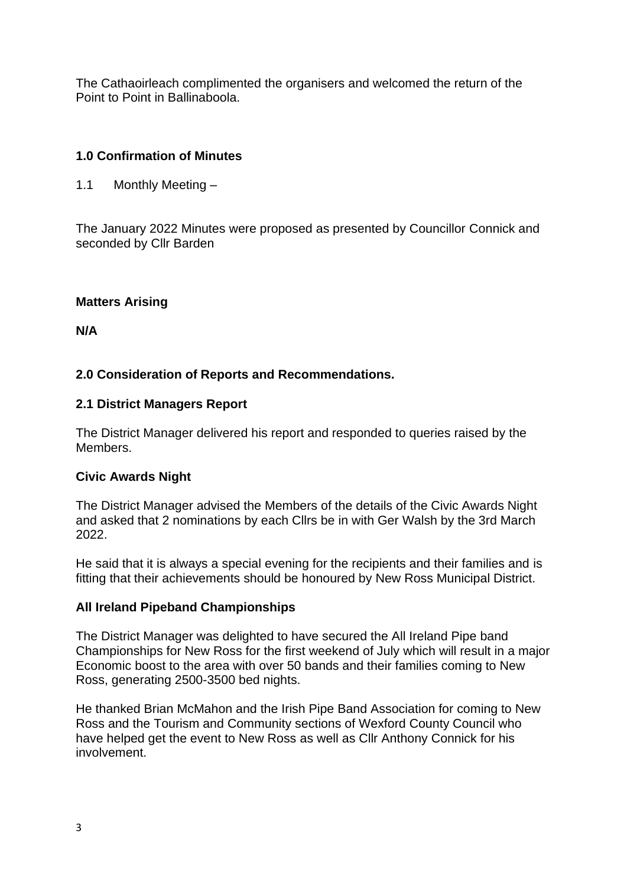The Cathaoirleach complimented the organisers and welcomed the return of the Point to Point in Ballinaboola.

## 1.0 Confirmation of Minutes

1.1 Monthly Meeting –

The January 2022 Minutes were proposed as presented by Councillor Connick and seconded by Cllr Barden

**Matters Arising**

**N/A**

## 2.0 Consideration of Reports and Recommendations.

### 2.1 District Managers Report

The District Manager delivered his report and responded to queries raised by the Members.

**Civic Awards Night**

The District Manager advised the Members of the details of the Civic Awards Night and asked that 2 nominations by each Cllrs be in with Ger Walsh by the 3rd March 2022.

He said that it is always a special evening for the recipients and their families and is fitting that their achievements should be honoured by New Ross Municipal District.

**All Ireland Pipeband Championships**

The District Manager was delighted to have secured the All Ireland Pipe band Championships for New Ross for the first weekend of July which will result in a major Economic boost to the area with over 50 bands and their families coming to New Ross, generating 2500-3500 bed nights.

He thanked Brian McMahon and the Irish Pipe Band Association for coming to New Ross and the Tourism and Community sections of Wexford County Council who have helped get the event to New Ross as well as Cllr Anthony Connick for his involvement.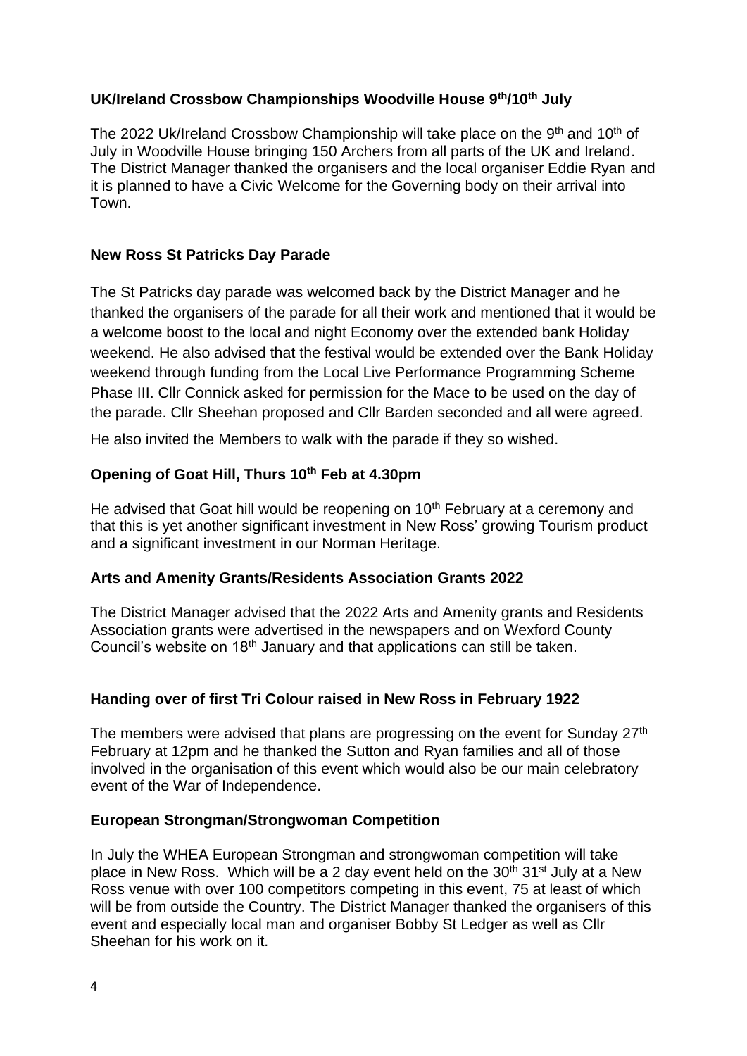**UK/Ireland Crossbow Championships Woodville House 9th/10th July**

The 2022 Uk/Ireland Crossbow Championship will take place on the 9th and 10th of July in Woodville House bringing 150 Archers from all parts of the UK and Ireland. The District Manager thanked the organisers and the local organiser Eddie Ryan and it is planned to have a Civic Welcome for the Governing body on their arrival into Town.

**New Ross St Patricks Day Parade**

The St Patricks day parade was welcomed back by the District Manager and he thanked the organisers of the parade for all their work and mentioned that it would be a welcome boost to the local and night Economy over the extended bank Holiday weekend. He also advised that the festival would be extended over the Bank Holiday weekend through funding from the Local Live Performance Programming Scheme Phase III. Cllr Connick asked for permission for the Mace to be used on the day of the parade. Cllr Sheehan proposed and Cllr Barden seconded and all were agreed.

He also invited the Members to walk with the parade if they so wished.

**Opening of Goat Hill, Thurs 10th Feb at 4.30pm**

He advised that Goat hill would be reopening on 10th February at a ceremony and that this is yet another significant investment in New Ross' growing Tourism product and a significant investment in our Norman Heritage.

**Arts and Amenity Grants/Residents Association Grants 2022**

The District Manager advised that the 2022 Arts and Amenity grants and Residents Association grants were advertised in the newspapers and on Wexford County Council's website on 18th January and that applications can still be taken.

**Handing over of first Tri Colour raised in New Ross in February 1922**

The members were advised that plans are progressing on the event for Sunday 27th February at 12pm and he thanked the Sutton and Ryan families and all of those involved in the organisation of this event which would also be our main celebratory event of the War of Independence.

**European Strongman/Strongwoman Competition**

In July the WHEA European Strongman and strongwoman competition will take place in New Ross. Which will be a 2 day event held on the 30th 31st July at a New Ross venue with over 100 competitors competing in this event, 75 at least of which will be from outside the Country. The District Manager thanked the organisers of this event and especially local man and organiser Bobby St Ledger as well as Cllr Sheehan for his work on it.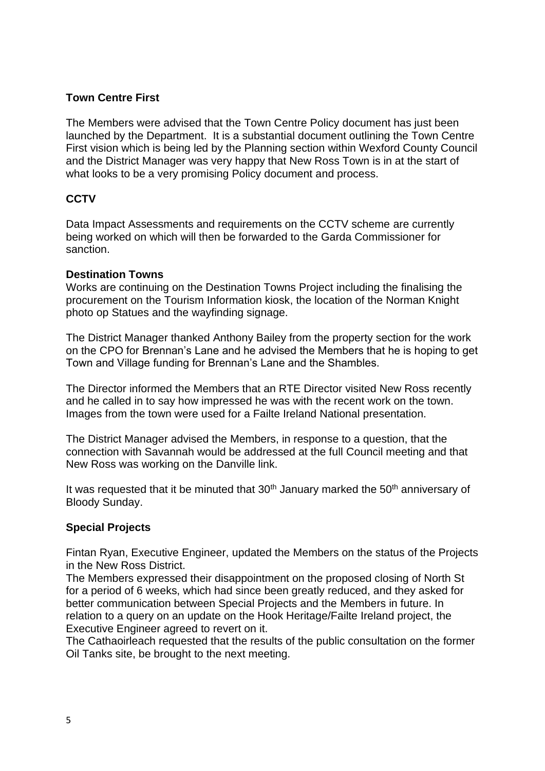**Town Centre First**

The Members were advised that the Town Centre Policy document has just been launched by the Department. It is a substantial document outlining the Town Centre First vision which is being led by the Planning section within Wexford County Council and the District Manager was very happy that New Ross Town is in at the start of what looks to be a very promising Policy document and process.

**CCTV**

Data Impact Assessments and requirements on the CCTV scheme are currently being worked on which will then be forwarded to the Garda Commissioner for sanction.

**Destination Towns**

Works are continuing on the Destination Towns Project including the finalising the procurement on the Tourism Information kiosk, the location of the Norman Knight photo op Statues and the wayfinding signage.

The District Manager thanked Anthony Bailey from the property section for the work on the CPO for Brennan's Lane and he advised the Members that he is hoping to get Town and Village funding for Brennan's Lane and the Shambles.

The Director informed the Members that an RTE Director visited New Ross recently and he called in to say how impressed he was with the recent work on the town. Images from the town were used for a Failte Ireland National presentation.

The District Manager advised the Members, in response to a question, that the connection with Savannah would be addressed at the full Council meeting and that New Ross was working on the Danville link.

It was requested that it be minuted that 30th January marked the 50th anniversary of Bloody Sunday.

**Special Projects**

Fintan Ryan, Executive Engineer, updated the Members on the status of the Projects in the New Ross District.
The Members expressed their disappointment on the proposed closing of North St for a period of 6 weeks, which had since been greatly reduced, and they asked for better communication between Special Projects and the Members in future. In relation to a query on an update on the Hook Heritage/Failte Ireland project, the Executive Engineer agreed to revert on it.
The Cathaoirleach requested that the results of the public consultation on the former Oil Tanks site, be brought to the next meeting.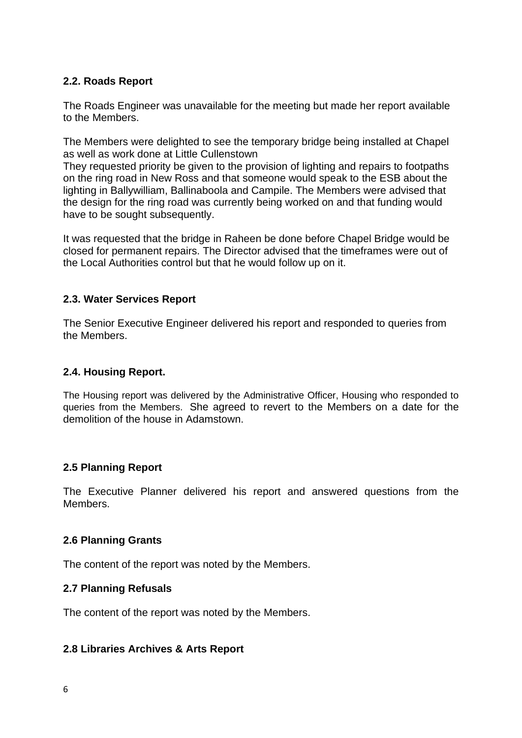### 2.2. Roads Report

The Roads Engineer was unavailable for the meeting but made her report available to the Members.

The Members were delighted to see the temporary bridge being installed at Chapel as well as work done at Little Cullenstown
They requested priority be given to the provision of lighting and repairs to footpaths on the ring road in New Ross and that someone would speak to the ESB about the lighting in Ballywilliam, Ballinaboola and Campile. The Members were advised that the design for the ring road was currently being worked on and that funding would have to be sought subsequently.

It was requested that the bridge in Raheen be done before Chapel Bridge would be closed for permanent repairs. The Director advised that the timeframes were out of the Local Authorities control but that he would follow up on it.

### 2.3. Water Services Report

The Senior Executive Engineer delivered his report and responded to queries from the Members.

### 2.4. Housing Report.

The Housing report was delivered by the Administrative Officer, Housing who responded to queries from the Members. She agreed to revert to the Members on a date for the demolition of the house in Adamstown.

### 2.5 Planning Report

The Executive Planner delivered his report and answered questions from the Members.

### 2.6 Planning Grants

The content of the report was noted by the Members.

### 2.7 Planning Refusals

The content of the report was noted by the Members.

### 2.8 Libraries Archives & Arts Report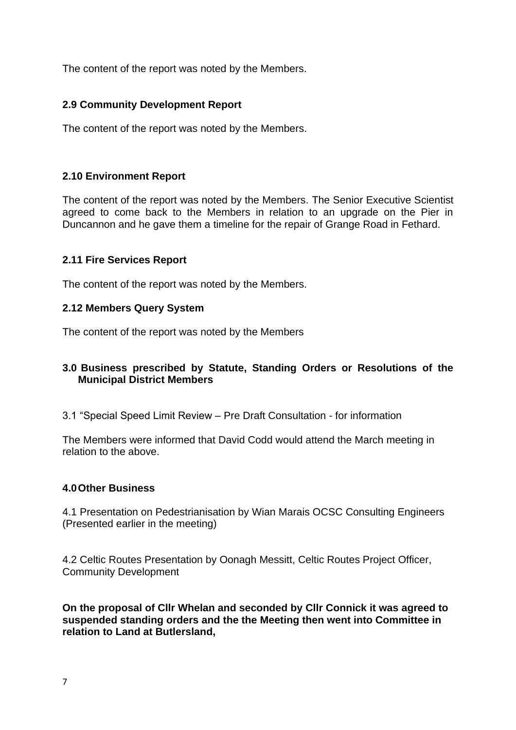The content of the report was noted by the Members.

### 2.9 Community Development Report

The content of the report was noted by the Members.

### 2.10 Environment Report

The content of the report was noted by the Members. The Senior Executive Scientist agreed to come back to the Members in relation to an upgrade on the Pier in Duncannon and he gave them a timeline for the repair of Grange Road in Fethard.

### 2.11 Fire Services Report

The content of the report was noted by the Members.

### 2.12 Members Query System

The content of the report was noted by the Members

## 3.0 Business prescribed by Statute, Standing Orders or Resolutions of the Municipal District Members

3.1 "Special Speed Limit Review – Pre Draft Consultation - for information

The Members were informed that David Codd would attend the March meeting in relation to the above.

## 4.0 Other Business

4.1 Presentation on Pedestrianisation by Wian Marais OCSC Consulting Engineers (Presented earlier in the meeting)

4.2 Celtic Routes Presentation by Oonagh Messitt, Celtic Routes Project Officer, Community Development

**On the proposal of Cllr Whelan and seconded by Cllr Connick it was agreed to suspended standing orders and the the Meeting then went into Committee in relation to Land at Butlersland,**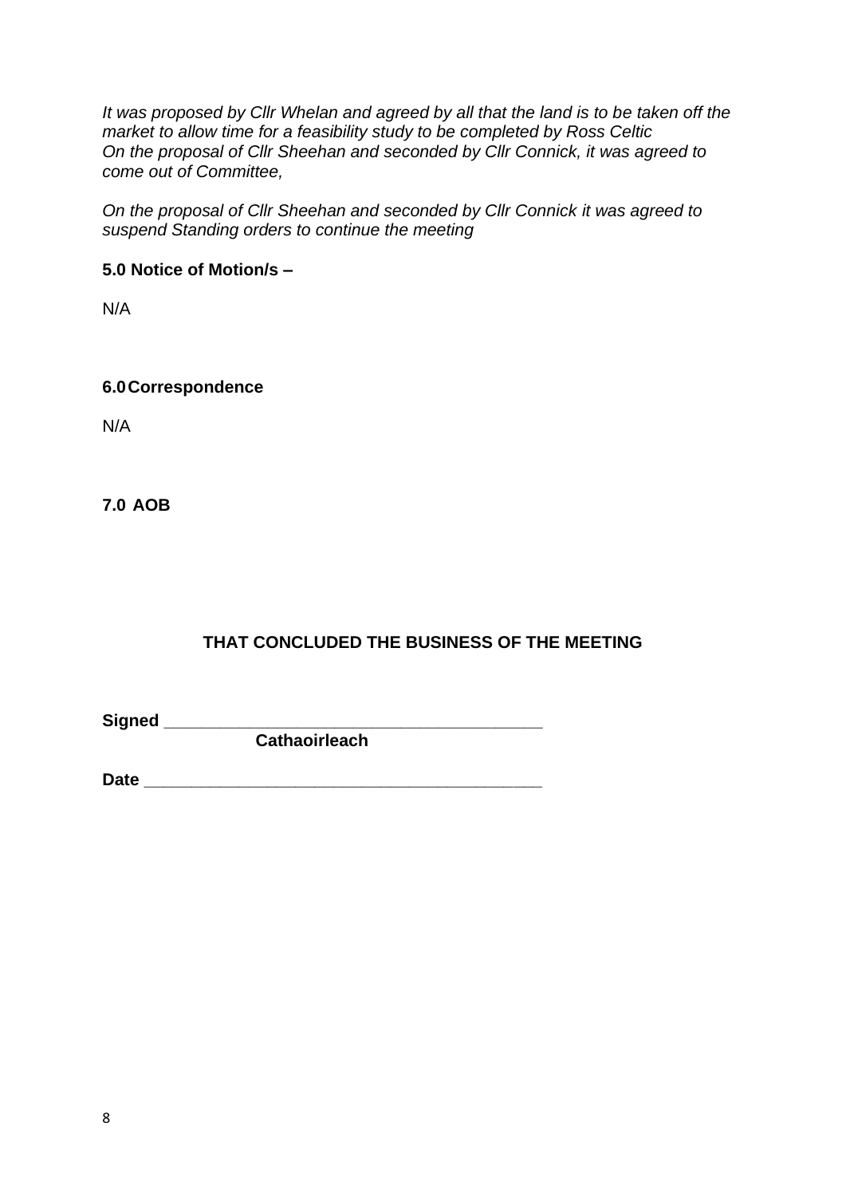*It was proposed by Cllr Whelan and agreed by all that the land is to be taken off the market to allow time for a feasibility study to be completed by Ross Celtic*
*On the proposal of Cllr Sheehan and seconded by Cllr Connick, it was agreed to come out of Committee,*

*On the proposal of Cllr Sheehan and seconded by Cllr Connick it was agreed to suspend Standing orders to continue the meeting*

### 5.0 Notice of Motion/s –

N/A

### 6.0 Correspondence

N/A

### 7.0 AOB

**THAT CONCLUDED THE BUSINESS OF THE MEETING**

**Signed** ________________________________________
**Cathaoirleach**

**Date** __________________________________________